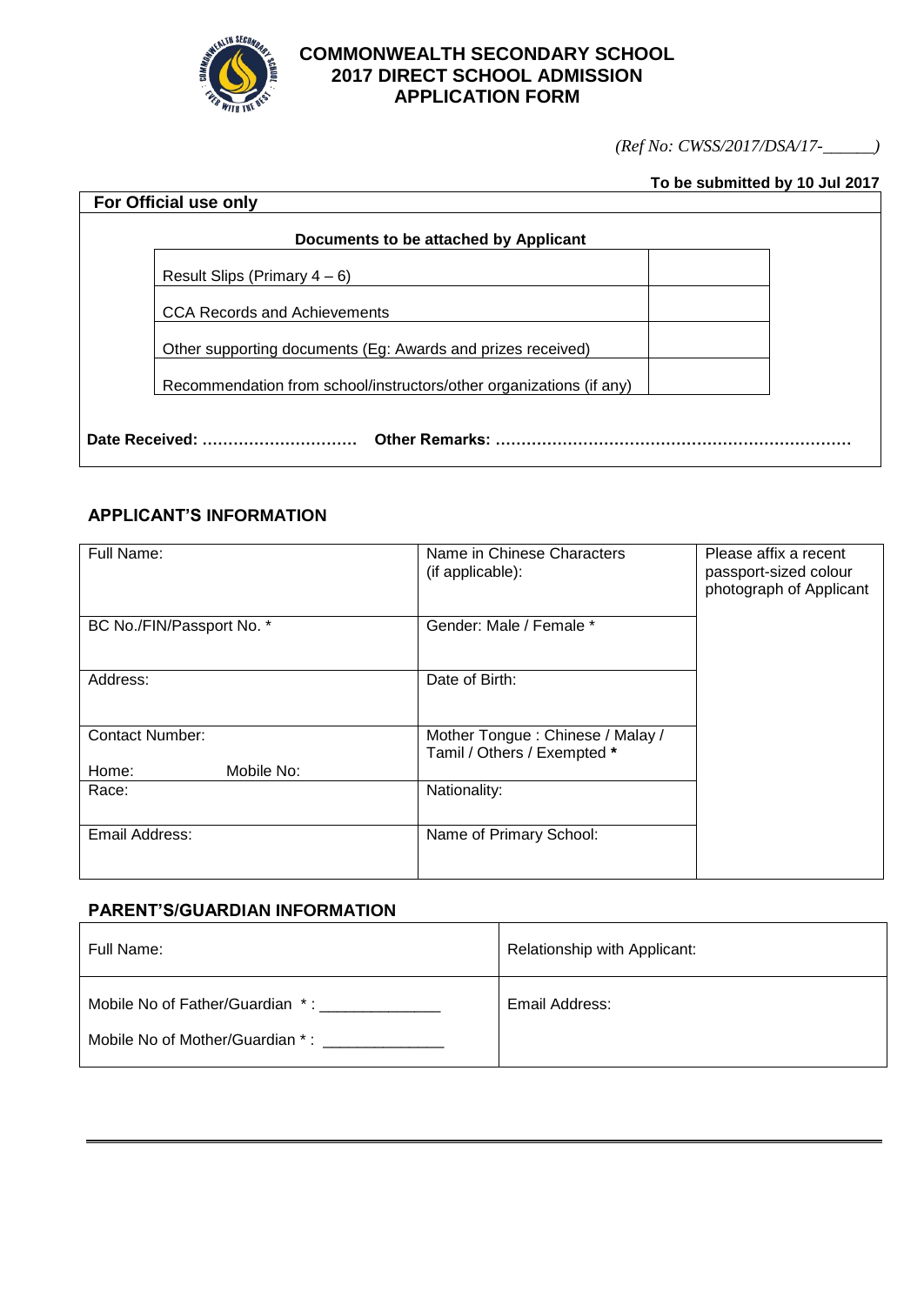# COMMONWEALTH SECONDARY SCHOOL
# 2017 DIRECT SCHOOL ADMISSION
# APPLICATION FORM

*(Ref No: CWSS/2017/DSA/17-______)*

**To be submitted by 10 Jul 2017**

**For Official use only**

**Documents to be attached by Applicant**

| Document | |
|---|---|
| Result Slips (Primary 4 – 6) | |
| CCA Records and Achievements | |
| Other supporting documents (Eg: Awards and prizes received) | |
| Recommendation from school/instructors/other organizations (if any) | |

**Date Received: …………………………   Other Remarks: ……………………………………………………………**

## APPLICANT'S INFORMATION

| | | |
|---|---|---|
| Full Name: | Name in Chinese Characters (if applicable): | Please affix a recent passport-sized colour photograph of Applicant |
| BC No./FIN/Passport No. * | Gender: Male / Female * | |
| Address: | Date of Birth: | |
| Contact Number:<br>Home: Mobile No: | Mother Tongue : Chinese / Malay / Tamil / Others / Exempted **\*** | |
| Race: | Nationality: | |
| Email Address: | Name of Primary School: | |

## PARENT'S/GUARDIAN INFORMATION

| | |
|---|---|
| Full Name: | Relationship with Applicant: |
| Mobile No of Father/Guardian * : ______________<br>Mobile No of Mother/Guardian * : ______________ | Email Address: |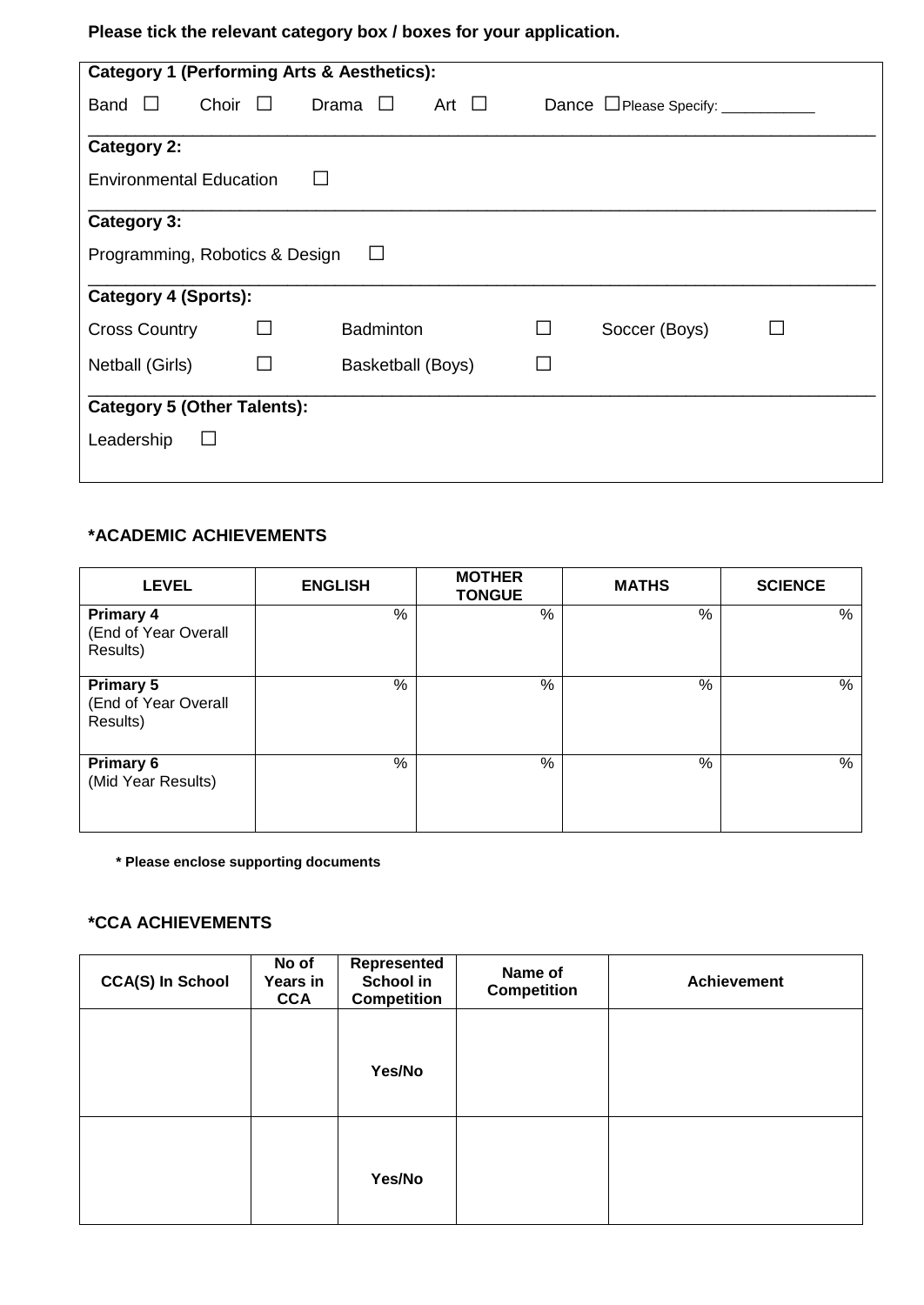**Please tick the relevant category box / boxes for your application.**

**Category 1 (Performing Arts & Aesthetics):**

Band ☐ Choir ☐ Drama ☐ Art ☐ Dance ☐ Please Specify: ___________

**Category 2:**

Environmental Education ☐

**Category 3:**

Programming, Robotics & Design ☐

**Category 4 (Sports):**

Cross Country ☐ Badminton ☐ Soccer (Boys) ☐

Netball (Girls) ☐ Basketball (Boys) ☐

**Category 5 (Other Talents):**

Leadership ☐

## *ACADEMIC ACHIEVEMENTS

| LEVEL | ENGLISH | MOTHER TONGUE | MATHS | SCIENCE |
| --- | --- | --- | --- | --- |
| **Primary 4** (End of Year Overall Results) | % | % | % | % |
| **Primary 5** (End of Year Overall Results) | % | % | % | % |
| **Primary 6** (Mid Year Results) | % | % | % | % |

**\* Please enclose supporting documents**

## *CCA ACHIEVEMENTS

| CCA(S) In School | No of Years in CCA | Represented School in Competition | Name of Competition | Achievement |
| --- | --- | --- | --- | --- |
| | | **Yes/No** | | |
| | | **Yes/No** | | |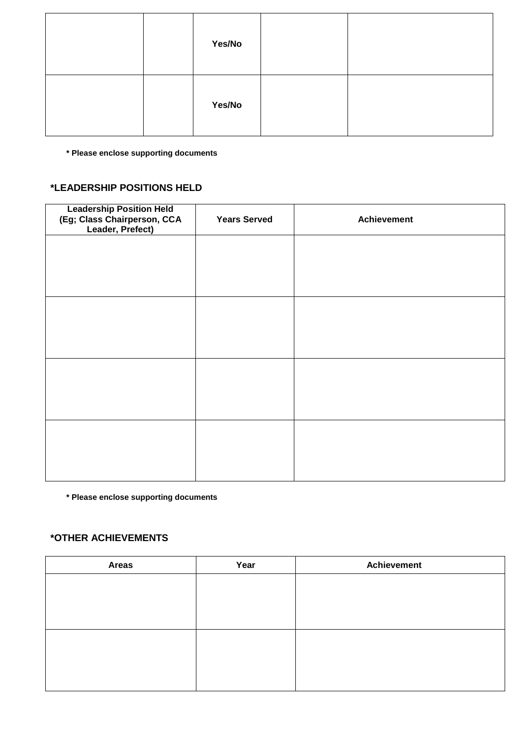| | | | | |
|---|---|---|---|---|
| | | Yes/No | | |
| | | Yes/No | | |

**\* Please enclose supporting documents**

## *LEADERSHIP POSITIONS HELD

| Leadership Position Held (Eg; Class Chairperson, CCA Leader, Prefect) | Years Served | Achievement |
|---|---|---|
| | | |
| | | |
| | | |
| | | |

**\* Please enclose supporting documents**

## *OTHER ACHIEVEMENTS

| Areas | Year | Achievement |
|---|---|---|
| | | |
| | | |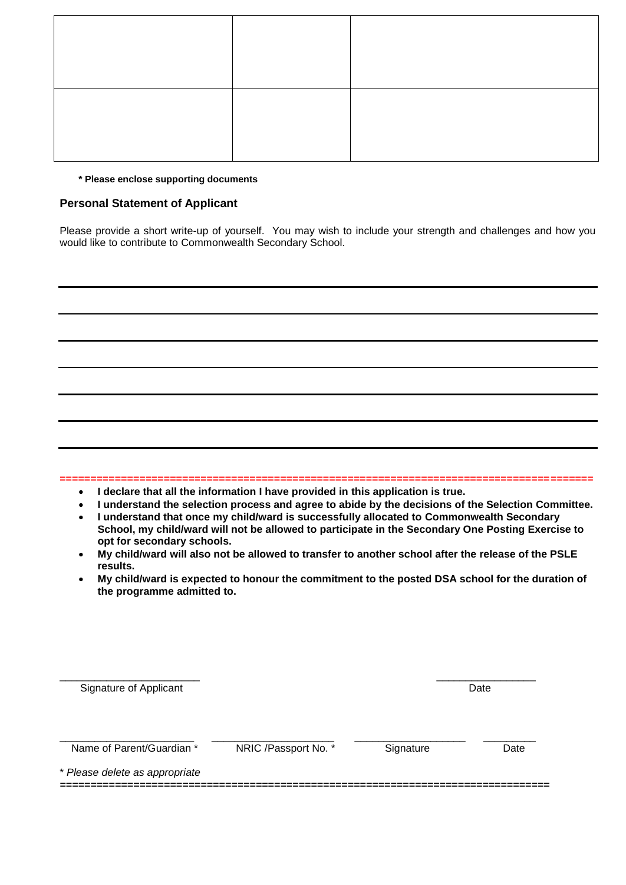| | | |
|---|---|---|
| | | |
| | | |

**\* Please enclose supporting documents**

### Personal Statement of Applicant

Please provide a short write-up of yourself. You may wish to include your strength and challenges and how you would like to contribute to Commonwealth Secondary School.

---

---

---

---

---

---

---

- **I declare that all the information I have provided in this application is true.**
- **I understand the selection process and agree to abide by the decisions of the Selection Committee.**
- **I understand that once my child/ward is successfully allocated to Commonwealth Secondary School, my child/ward will not be allowed to participate in the Secondary One Posting Exercise to opt for secondary schools.**
- **My child/ward will also not be allowed to transfer to another school after the release of the PSLE results.**
- **My child/ward is expected to honour the commitment to the posted DSA school for the duration of the programme admitted to.**

_______________________ _______________

Signature of Applicant Date

_______________________ _______________________ ___________________ _________

Name of Parent/Guardian * NRIC /Passport No. * Signature Date

*\* Please delete as appropriate*